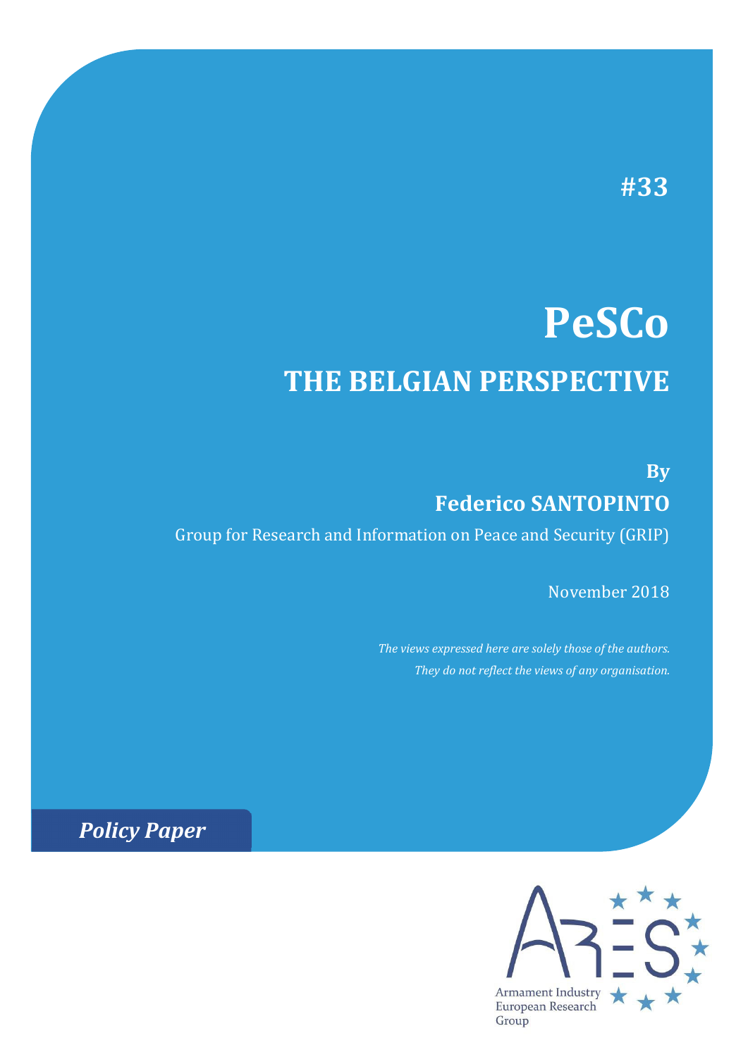#33

# PeSCo

## THE BELGIAN PERSPECTIVE

**By**

**Federico SANTOPINTO**

Group for Research and Information on Peace and Security (GRIP)

November 2018

*The views expressed here are solely those of the authors. They do not reflect the views of any organisation.*

***Policy Paper***

Armament Industry European Research Group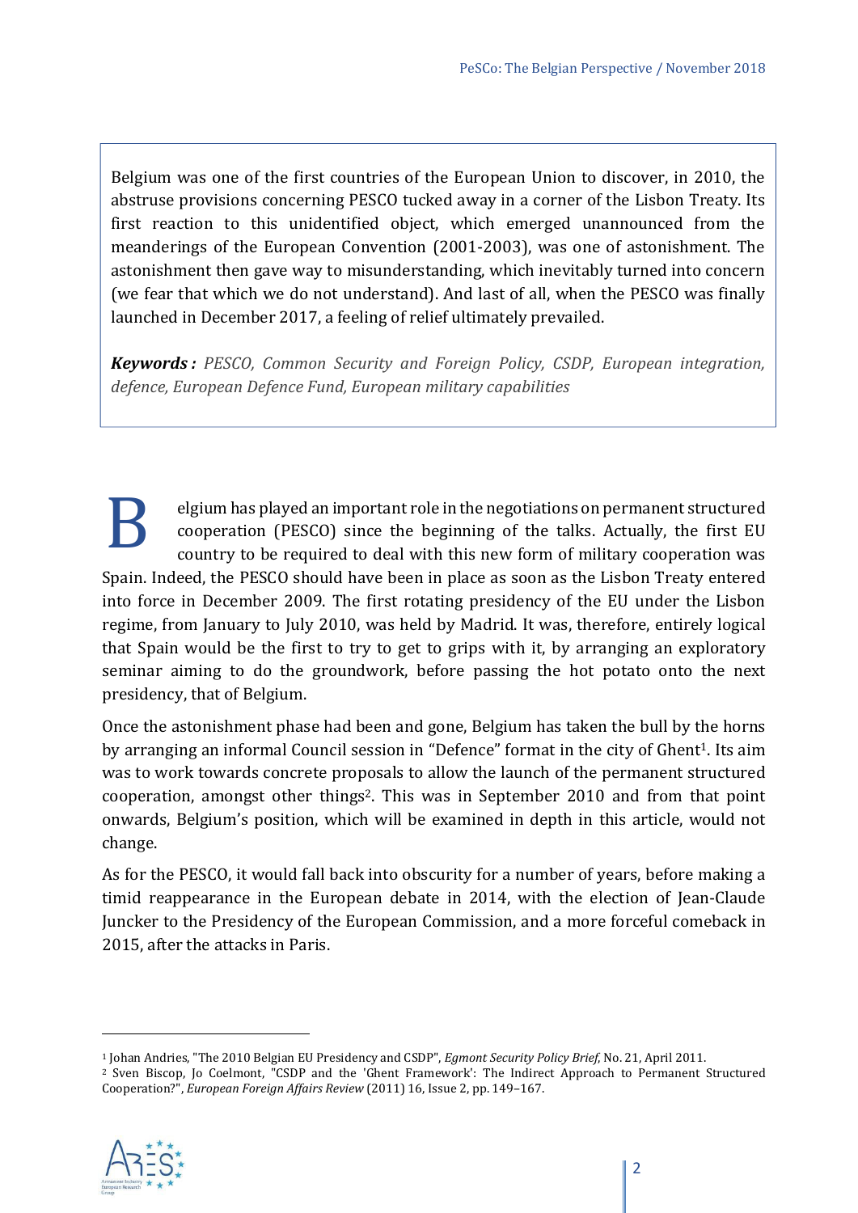Belgium was one of the first countries of the European Union to discover, in 2010, the abstruse provisions concerning PESCO tucked away in a corner of the Lisbon Treaty. Its first reaction to this unidentified object, which emerged unannounced from the meanderings of the European Convention (2001-2003), was one of astonishment. The astonishment then gave way to misunderstanding, which inevitably turned into concern (we fear that which we do not understand). And last of all, when the PESCO was finally launched in December 2017, a feeling of relief ultimately prevailed.

***Keywords :*** *PESCO, Common Security and Foreign Policy, CSDP, European integration, defence, European Defence Fund, European military capabilities*

Belgium has played an important role in the negotiations on permanent structured cooperation (PESCO) since the beginning of the talks. Actually, the first EU country to be required to deal with this new form of military cooperation was Spain. Indeed, the PESCO should have been in place as soon as the Lisbon Treaty entered into force in December 2009. The first rotating presidency of the EU under the Lisbon regime, from January to July 2010, was held by Madrid. It was, therefore, entirely logical that Spain would be the first to try to get to grips with it, by arranging an exploratory seminar aiming to do the groundwork, before passing the hot potato onto the next presidency, that of Belgium.

Once the astonishment phase had been and gone, Belgium has taken the bull by the horns by arranging an informal Council session in "Defence" format in the city of Ghent[1]. Its aim was to work towards concrete proposals to allow the launch of the permanent structured cooperation, amongst other things[2]. This was in September 2010 and from that point onwards, Belgium's position, which will be examined in depth in this article, would not change.

As for the PESCO, it would fall back into obscurity for a number of years, before making a timid reappearance in the European debate in 2014, with the election of Jean-Claude Juncker to the Presidency of the European Commission, and a more forceful comeback in 2015, after the attacks in Paris.

---

[1] Johan Andries, "The 2010 Belgian EU Presidency and CSDP", *Egmont Security Policy Brief*, No. 21, April 2011.

[2] Sven Biscop, Jo Coelmont, "CSDP and the 'Ghent Framework': The Indirect Approach to Permanent Structured Cooperation?", *European Foreign Affairs Review* (2011) 16, Issue 2, pp. 149–167.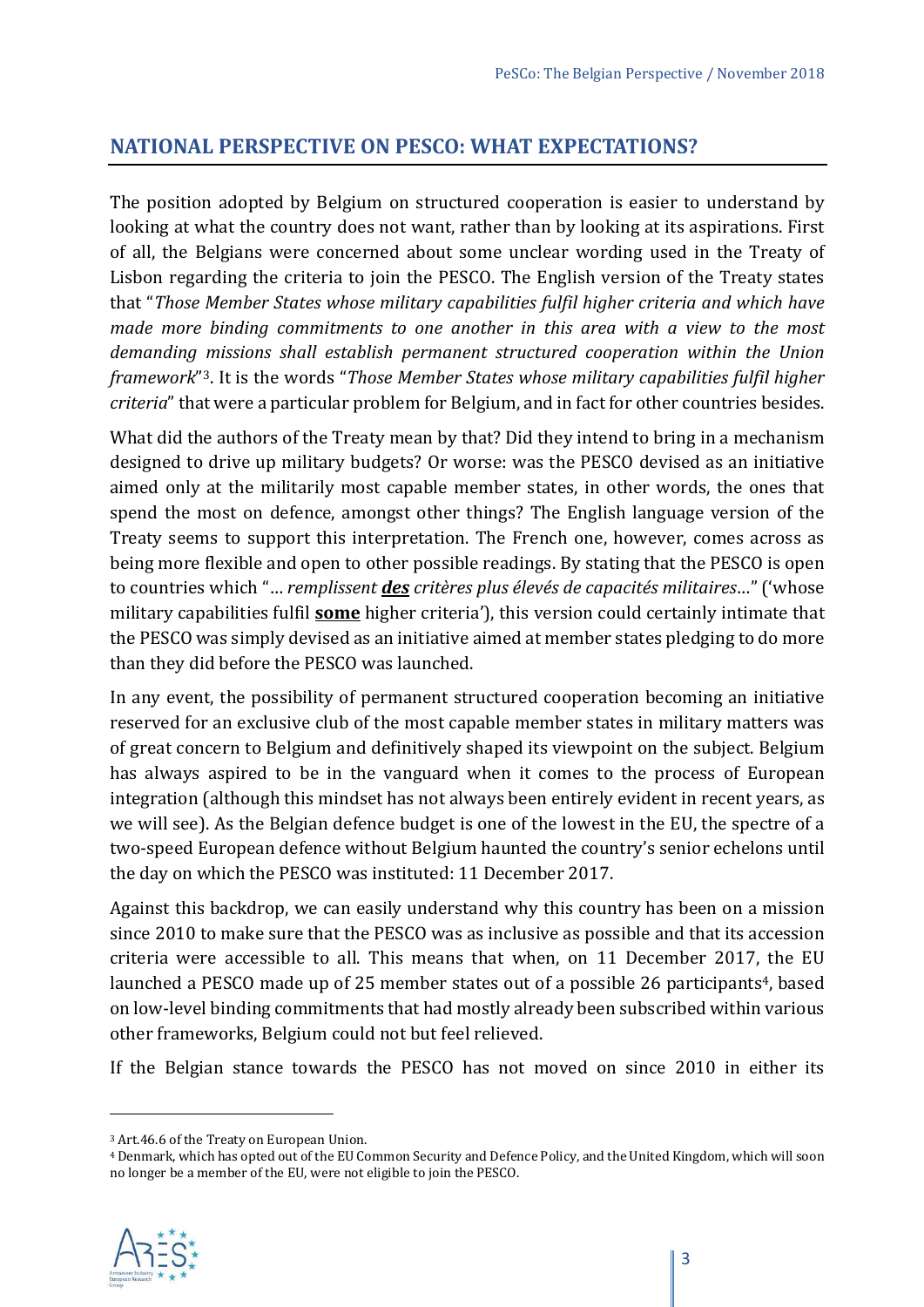## NATIONAL PERSPECTIVE ON PESCO: WHAT EXPECTATIONS?

The position adopted by Belgium on structured cooperation is easier to understand by looking at what the country does not want, rather than by looking at its aspirations. First of all, the Belgians were concerned about some unclear wording used in the Treaty of Lisbon regarding the criteria to join the PESCO. The English version of the Treaty states that "*Those Member States whose military capabilities fulfil higher criteria and which have made more binding commitments to one another in this area with a view to the most demanding missions shall establish permanent structured cooperation within the Union framework*"[3]. It is the words "*Those Member States whose military capabilities fulfil higher criteria*" that were a particular problem for Belgium, and in fact for other countries besides.

What did the authors of the Treaty mean by that? Did they intend to bring in a mechanism designed to drive up military budgets? Or worse: was the PESCO devised as an initiative aimed only at the militarily most capable member states, in other words, the ones that spend the most on defence, amongst other things? The English language version of the Treaty seems to support this interpretation. The French one, however, comes across as being more flexible and open to other possible readings. By stating that the PESCO is open to countries which "… *remplissent* ***des*** *critères plus élevés de capacités militaires*…" ('whose military capabilities fulfil **some** higher criteria'), this version could certainly intimate that the PESCO was simply devised as an initiative aimed at member states pledging to do more than they did before the PESCO was launched.

In any event, the possibility of permanent structured cooperation becoming an initiative reserved for an exclusive club of the most capable member states in military matters was of great concern to Belgium and definitively shaped its viewpoint on the subject. Belgium has always aspired to be in the vanguard when it comes to the process of European integration (although this mindset has not always been entirely evident in recent years, as we will see). As the Belgian defence budget is one of the lowest in the EU, the spectre of a two-speed European defence without Belgium haunted the country's senior echelons until the day on which the PESCO was instituted: 11 December 2017.

Against this backdrop, we can easily understand why this country has been on a mission since 2010 to make sure that the PESCO was as inclusive as possible and that its accession criteria were accessible to all. This means that when, on 11 December 2017, the EU launched a PESCO made up of 25 member states out of a possible 26 participants[4], based on low-level binding commitments that had mostly already been subscribed within various other frameworks, Belgium could not but feel relieved.

If the Belgian stance towards the PESCO has not moved on since 2010 in either its

[3] Art.46.6 of the Treaty on European Union.

[4] Denmark, which has opted out of the EU Common Security and Defence Policy, and the United Kingdom, which will soon no longer be a member of the EU, were not eligible to join the PESCO.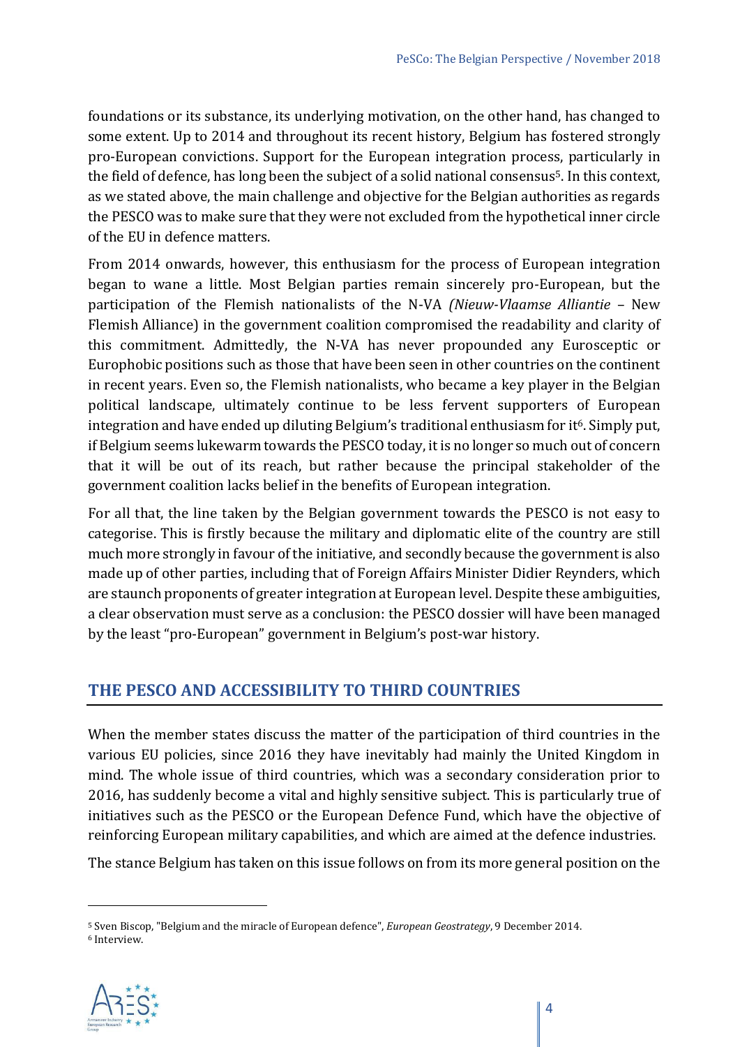foundations or its substance, its underlying motivation, on the other hand, has changed to some extent. Up to 2014 and throughout its recent history, Belgium has fostered strongly pro-European convictions. Support for the European integration process, particularly in the field of defence, has long been the subject of a solid national consensus[5]. In this context, as we stated above, the main challenge and objective for the Belgian authorities as regards the PESCO was to make sure that they were not excluded from the hypothetical inner circle of the EU in defence matters.

From 2014 onwards, however, this enthusiasm for the process of European integration began to wane a little. Most Belgian parties remain sincerely pro-European, but the participation of the Flemish nationalists of the N-VA *(Nieuw-Vlaamse Alliantie* – New Flemish Alliance) in the government coalition compromised the readability and clarity of this commitment. Admittedly, the N-VA has never propounded any Eurosceptic or Europhobic positions such as those that have been seen in other countries on the continent in recent years. Even so, the Flemish nationalists, who became a key player in the Belgian political landscape, ultimately continue to be less fervent supporters of European integration and have ended up diluting Belgium's traditional enthusiasm for it[6]. Simply put, if Belgium seems lukewarm towards the PESCO today, it is no longer so much out of concern that it will be out of its reach, but rather because the principal stakeholder of the government coalition lacks belief in the benefits of European integration.

For all that, the line taken by the Belgian government towards the PESCO is not easy to categorise. This is firstly because the military and diplomatic elite of the country are still much more strongly in favour of the initiative, and secondly because the government is also made up of other parties, including that of Foreign Affairs Minister Didier Reynders, which are staunch proponents of greater integration at European level. Despite these ambiguities, a clear observation must serve as a conclusion: the PESCO dossier will have been managed by the least "pro-European" government in Belgium's post-war history.

## THE PESCO AND ACCESSIBILITY TO THIRD COUNTRIES

When the member states discuss the matter of the participation of third countries in the various EU policies, since 2016 they have inevitably had mainly the United Kingdom in mind. The whole issue of third countries, which was a secondary consideration prior to 2016, has suddenly become a vital and highly sensitive subject. This is particularly true of initiatives such as the PESCO or the European Defence Fund, which have the objective of reinforcing European military capabilities, and which are aimed at the defence industries.

The stance Belgium has taken on this issue follows on from its more general position on the

[5] Sven Biscop, "Belgium and the miracle of European defence", *European Geostrategy*, 9 December 2014.

[6] Interview.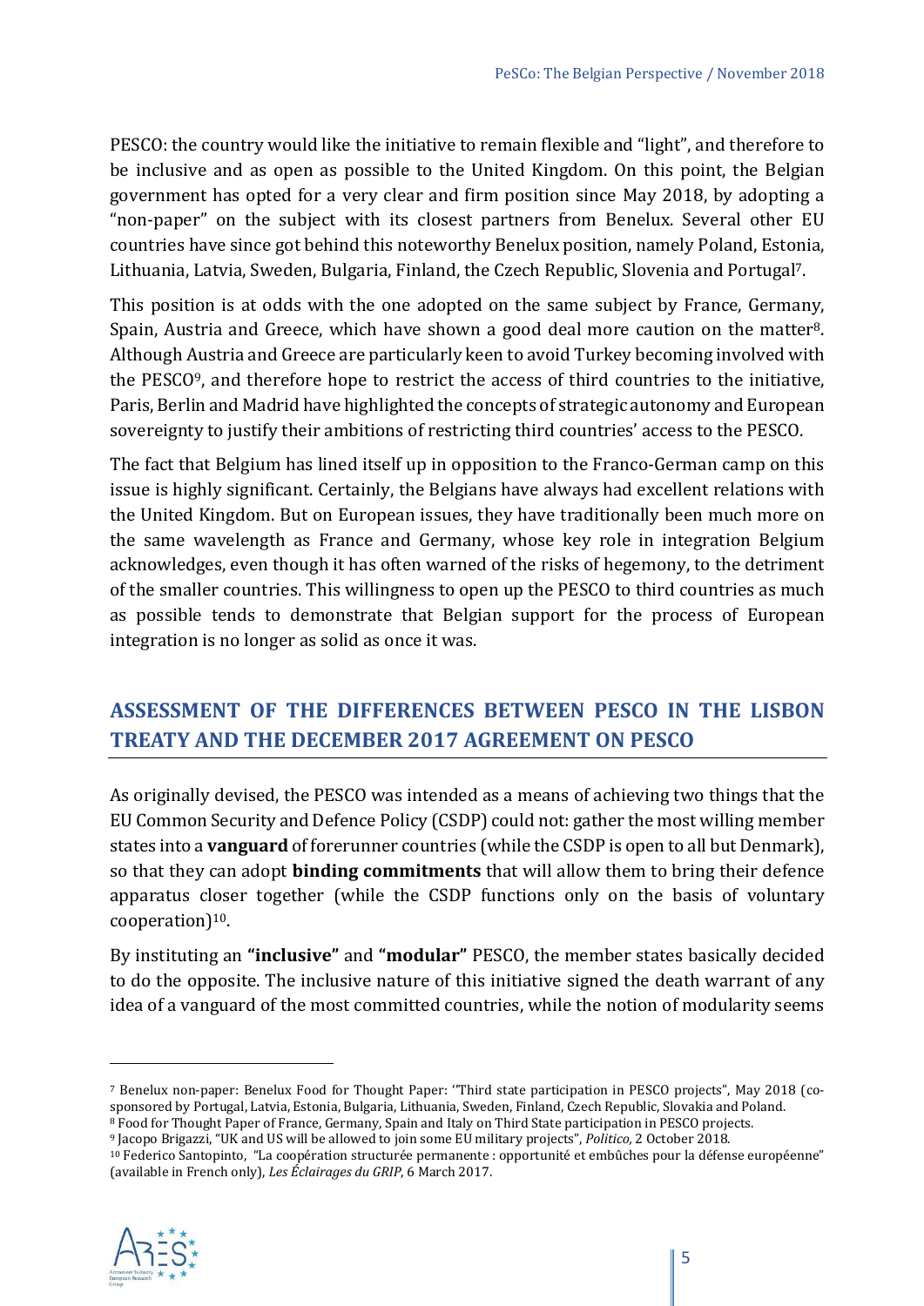PESCO: the country would like the initiative to remain flexible and "light", and therefore to be inclusive and as open as possible to the United Kingdom. On this point, the Belgian government has opted for a very clear and firm position since May 2018, by adopting a "non-paper" on the subject with its closest partners from Benelux. Several other EU countries have since got behind this noteworthy Benelux position, namely Poland, Estonia, Lithuania, Latvia, Sweden, Bulgaria, Finland, the Czech Republic, Slovenia and Portugal[7].

This position is at odds with the one adopted on the same subject by France, Germany, Spain, Austria and Greece, which have shown a good deal more caution on the matter[8]. Although Austria and Greece are particularly keen to avoid Turkey becoming involved with the PESCO[9], and therefore hope to restrict the access of third countries to the initiative, Paris, Berlin and Madrid have highlighted the concepts of strategic autonomy and European sovereignty to justify their ambitions of restricting third countries' access to the PESCO.

The fact that Belgium has lined itself up in opposition to the Franco-German camp on this issue is highly significant. Certainly, the Belgians have always had excellent relations with the United Kingdom. But on European issues, they have traditionally been much more on the same wavelength as France and Germany, whose key role in integration Belgium acknowledges, even though it has often warned of the risks of hegemony, to the detriment of the smaller countries. This willingness to open up the PESCO to third countries as much as possible tends to demonstrate that Belgian support for the process of European integration is no longer as solid as once it was.

## ASSESSMENT OF THE DIFFERENCES BETWEEN PESCO IN THE LISBON TREATY AND THE DECEMBER 2017 AGREEMENT ON PESCO

As originally devised, the PESCO was intended as a means of achieving two things that the EU Common Security and Defence Policy (CSDP) could not: gather the most willing member states into a **vanguard** of forerunner countries (while the CSDP is open to all but Denmark), so that they can adopt **binding commitments** that will allow them to bring their defence apparatus closer together (while the CSDP functions only on the basis of voluntary cooperation)[10].

By instituting an **"inclusive"** and **"modular"** PESCO, the member states basically decided to do the opposite. The inclusive nature of this initiative signed the death warrant of any idea of a vanguard of the most committed countries, while the notion of modularity seems

---

[7] Benelux non-paper: Benelux Food for Thought Paper: '"Third state participation in PESCO projects", May 2018 (co-sponsored by Portugal, Latvia, Estonia, Bulgaria, Lithuania, Sweden, Finland, Czech Republic, Slovakia and Poland.

[8] Food for Thought Paper of France, Germany, Spain and Italy on Third State participation in PESCO projects.

[9] Jacopo Brigazzi, "UK and US will be allowed to join some EU military projects", *Politico,* 2 October 2018.

[10] Federico Santopinto, "La coopération structurée permanente : opportunité et embûches pour la défense européenne" (available in French only), *Les Éclairages du GRIP*, 6 March 2017.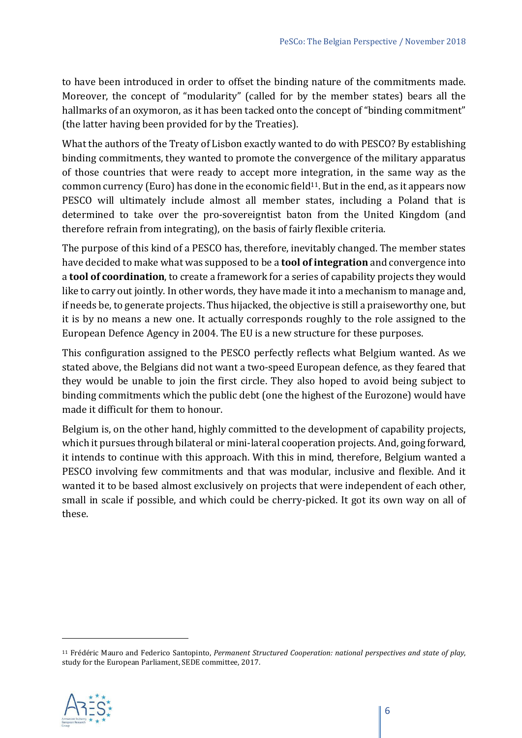to have been introduced in order to offset the binding nature of the commitments made. Moreover, the concept of "modularity" (called for by the member states) bears all the hallmarks of an oxymoron, as it has been tacked onto the concept of "binding commitment" (the latter having been provided for by the Treaties).

What the authors of the Treaty of Lisbon exactly wanted to do with PESCO? By establishing binding commitments, they wanted to promote the convergence of the military apparatus of those countries that were ready to accept more integration, in the same way as the common currency (Euro) has done in the economic field[11]. But in the end, as it appears now PESCO will ultimately include almost all member states, including a Poland that is determined to take over the pro-sovereigntist baton from the United Kingdom (and therefore refrain from integrating), on the basis of fairly flexible criteria.

The purpose of this kind of a PESCO has, therefore, inevitably changed. The member states have decided to make what was supposed to be a **tool of integration** and convergence into a **tool of coordination**, to create a framework for a series of capability projects they would like to carry out jointly. In other words, they have made it into a mechanism to manage and, if needs be, to generate projects. Thus hijacked, the objective is still a praiseworthy one, but it is by no means a new one. It actually corresponds roughly to the role assigned to the European Defence Agency in 2004. The EU is a new structure for these purposes.

This configuration assigned to the PESCO perfectly reflects what Belgium wanted. As we stated above, the Belgians did not want a two-speed European defence, as they feared that they would be unable to join the first circle. They also hoped to avoid being subject to binding commitments which the public debt (one the highest of the Eurozone) would have made it difficult for them to honour.

Belgium is, on the other hand, highly committed to the development of capability projects, which it pursues through bilateral or mini-lateral cooperation projects. And, going forward, it intends to continue with this approach. With this in mind, therefore, Belgium wanted a PESCO involving few commitments and that was modular, inclusive and flexible. And it wanted it to be based almost exclusively on projects that were independent of each other, small in scale if possible, and which could be cherry-picked. It got its own way on all of these.

[11] Frédéric Mauro and Federico Santopinto, *Permanent Structured Cooperation: national perspectives and state of play*, study for the European Parliament, SEDE committee, 2017.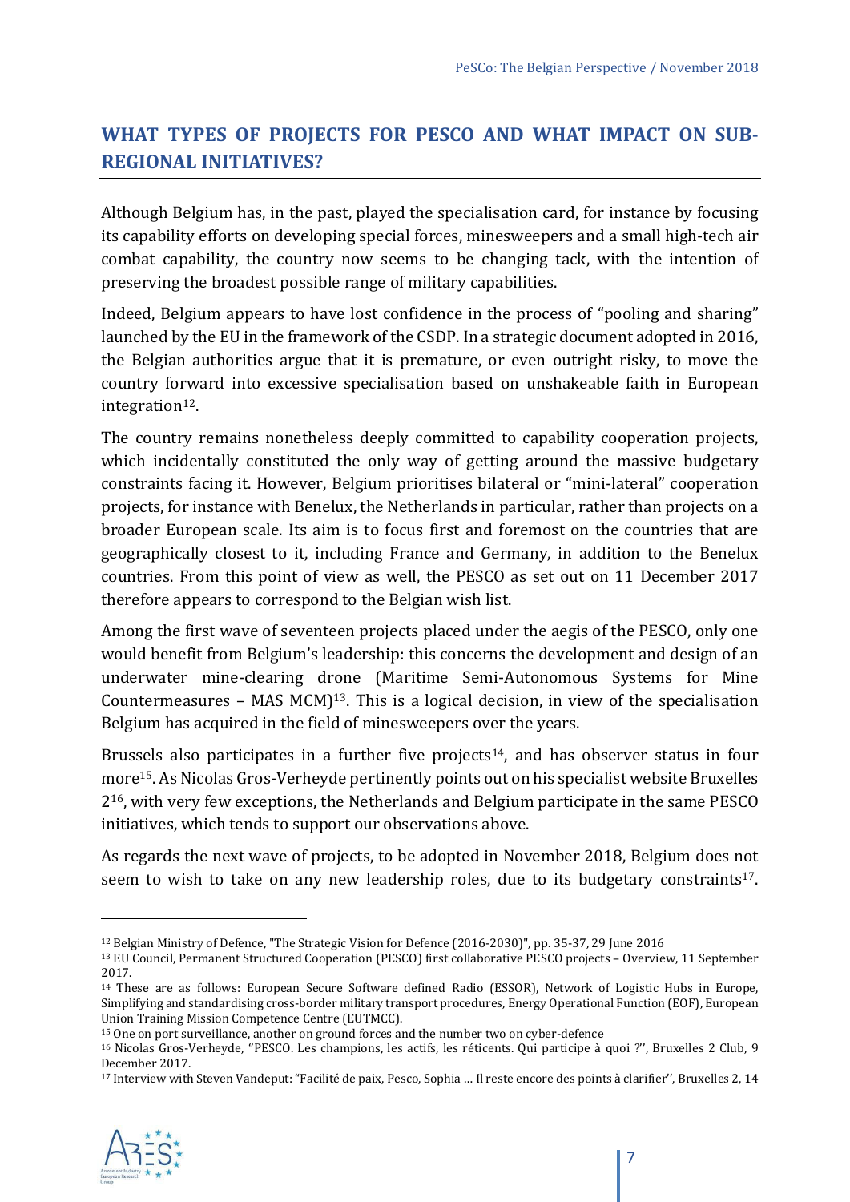## WHAT TYPES OF PROJECTS FOR PESCO AND WHAT IMPACT ON SUB-REGIONAL INITIATIVES?

Although Belgium has, in the past, played the specialisation card, for instance by focusing its capability efforts on developing special forces, minesweepers and a small high-tech air combat capability, the country now seems to be changing tack, with the intention of preserving the broadest possible range of military capabilities.

Indeed, Belgium appears to have lost confidence in the process of "pooling and sharing" launched by the EU in the framework of the CSDP. In a strategic document adopted in 2016, the Belgian authorities argue that it is premature, or even outright risky, to move the country forward into excessive specialisation based on unshakeable faith in European integration[12].

The country remains nonetheless deeply committed to capability cooperation projects, which incidentally constituted the only way of getting around the massive budgetary constraints facing it. However, Belgium prioritises bilateral or "mini-lateral" cooperation projects, for instance with Benelux, the Netherlands in particular, rather than projects on a broader European scale. Its aim is to focus first and foremost on the countries that are geographically closest to it, including France and Germany, in addition to the Benelux countries. From this point of view as well, the PESCO as set out on 11 December 2017 therefore appears to correspond to the Belgian wish list.

Among the first wave of seventeen projects placed under the aegis of the PESCO, only one would benefit from Belgium's leadership: this concerns the development and design of an underwater mine-clearing drone (Maritime Semi-Autonomous Systems for Mine Countermeasures – MAS MCM)[13]. This is a logical decision, in view of the specialisation Belgium has acquired in the field of minesweepers over the years.

Brussels also participates in a further five projects[14], and has observer status in four more[15]. As Nicolas Gros-Verheyde pertinently points out on his specialist website Bruxelles 2[16], with very few exceptions, the Netherlands and Belgium participate in the same PESCO initiatives, which tends to support our observations above.

As regards the next wave of projects, to be adopted in November 2018, Belgium does not seem to wish to take on any new leadership roles, due to its budgetary constraints[17].

---

[12] Belgian Ministry of Defence, "The Strategic Vision for Defence (2016-2030)", pp. 35-37, 29 June 2016

[13] EU Council, Permanent Structured Cooperation (PESCO) first collaborative PESCO projects – Overview, 11 September 2017.

[14] These are as follows: European Secure Software defined Radio (ESSOR), Network of Logistic Hubs in Europe, Simplifying and standardising cross-border military transport procedures, Energy Operational Function (EOF), European Union Training Mission Competence Centre (EUTMCC).

[15] One on port surveillance, another on ground forces and the number two on cyber-defence

[16] Nicolas Gros-Verheyde, "PESCO. Les champions, les actifs, les réticents. Qui participe à quoi ?", Bruxelles 2 Club, 9 December 2017.

[17] Interview with Steven Vandeput: "Facilité de paix, Pesco, Sophia … Il reste encore des points à clarifier", Bruxelles 2, 14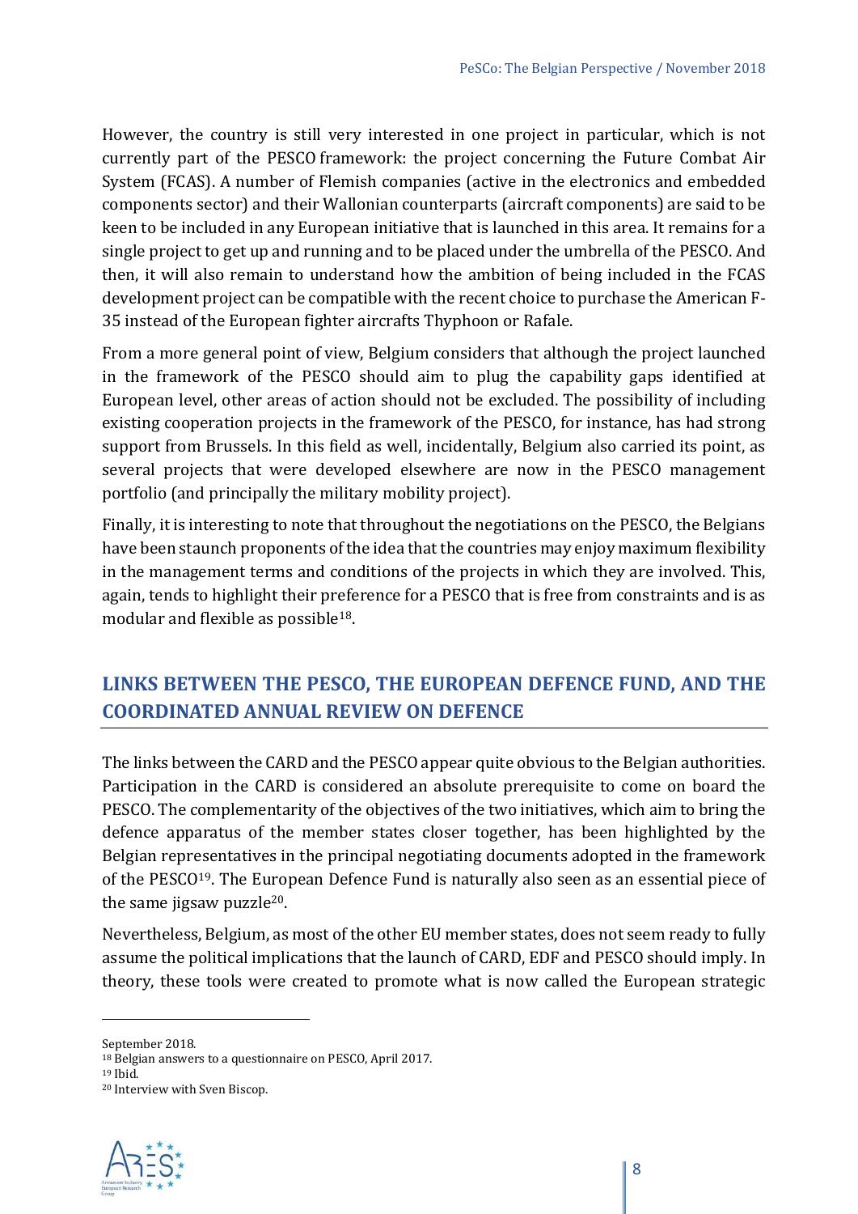However, the country is still very interested in one project in particular, which is not currently part of the PESCO framework: the project concerning the Future Combat Air System (FCAS). A number of Flemish companies (active in the electronics and embedded components sector) and their Wallonian counterparts (aircraft components) are said to be keen to be included in any European initiative that is launched in this area. It remains for a single project to get up and running and to be placed under the umbrella of the PESCO. And then, it will also remain to understand how the ambition of being included in the FCAS development project can be compatible with the recent choice to purchase the American F-35 instead of the European fighter aircrafts Thyphoon or Rafale.

From a more general point of view, Belgium considers that although the project launched in the framework of the PESCO should aim to plug the capability gaps identified at European level, other areas of action should not be excluded. The possibility of including existing cooperation projects in the framework of the PESCO, for instance, has had strong support from Brussels. In this field as well, incidentally, Belgium also carried its point, as several projects that were developed elsewhere are now in the PESCO management portfolio (and principally the military mobility project).

Finally, it is interesting to note that throughout the negotiations on the PESCO, the Belgians have been staunch proponents of the idea that the countries may enjoy maximum flexibility in the management terms and conditions of the projects in which they are involved. This, again, tends to highlight their preference for a PESCO that is free from constraints and is as modular and flexible as possible[18].

## LINKS BETWEEN THE PESCO, THE EUROPEAN DEFENCE FUND, AND THE COORDINATED ANNUAL REVIEW ON DEFENCE

The links between the CARD and the PESCO appear quite obvious to the Belgian authorities. Participation in the CARD is considered an absolute prerequisite to come on board the PESCO. The complementarity of the objectives of the two initiatives, which aim to bring the defence apparatus of the member states closer together, has been highlighted by the Belgian representatives in the principal negotiating documents adopted in the framework of the PESCO[19]. The European Defence Fund is naturally also seen as an essential piece of the same jigsaw puzzle[20].

Nevertheless, Belgium, as most of the other EU member states, does not seem ready to fully assume the political implications that the launch of CARD, EDF and PESCO should imply. In theory, these tools were created to promote what is now called the European strategic

---

September 2018.

[18] Belgian answers to a questionnaire on PESCO, April 2017.

[19] Ibid.

[20] Interview with Sven Biscop.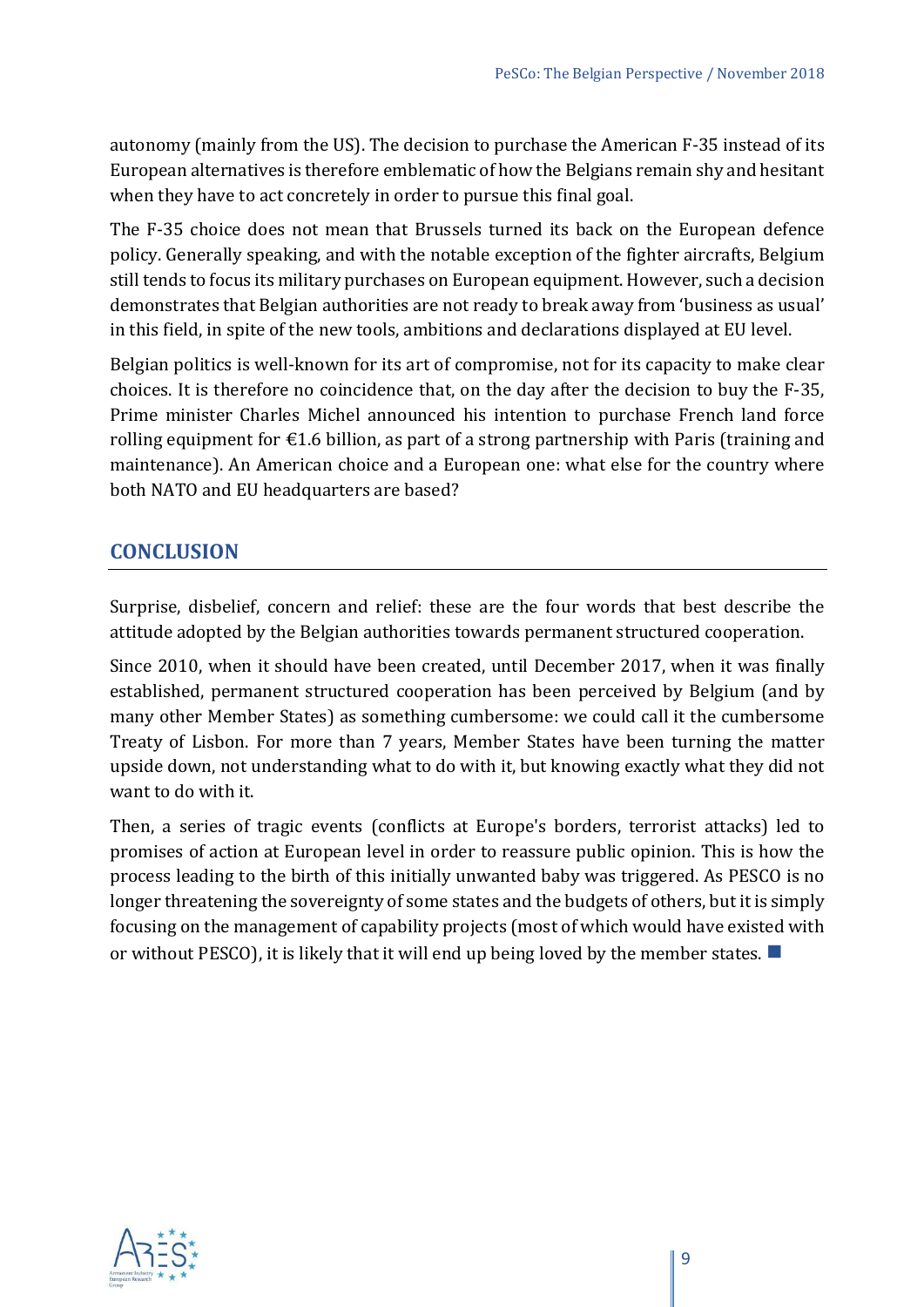autonomy (mainly from the US). The decision to purchase the American F-35 instead of its European alternatives is therefore emblematic of how the Belgians remain shy and hesitant when they have to act concretely in order to pursue this final goal.

The F-35 choice does not mean that Brussels turned its back on the European defence policy. Generally speaking, and with the notable exception of the fighter aircrafts, Belgium still tends to focus its military purchases on European equipment. However, such a decision demonstrates that Belgian authorities are not ready to break away from 'business as usual' in this field, in spite of the new tools, ambitions and declarations displayed at EU level.

Belgian politics is well-known for its art of compromise, not for its capacity to make clear choices. It is therefore no coincidence that, on the day after the decision to buy the F-35, Prime minister Charles Michel announced his intention to purchase French land force rolling equipment for €1.6 billion, as part of a strong partnership with Paris (training and maintenance). An American choice and a European one: what else for the country where both NATO and EU headquarters are based?

## CONCLUSION

Surprise, disbelief, concern and relief: these are the four words that best describe the attitude adopted by the Belgian authorities towards permanent structured cooperation.

Since 2010, when it should have been created, until December 2017, when it was finally established, permanent structured cooperation has been perceived by Belgium (and by many other Member States) as something cumbersome: we could call it the cumbersome Treaty of Lisbon. For more than 7 years, Member States have been turning the matter upside down, not understanding what to do with it, but knowing exactly what they did not want to do with it.

Then, a series of tragic events (conflicts at Europe's borders, terrorist attacks) led to promises of action at European level in order to reassure public opinion. This is how the process leading to the birth of this initially unwanted baby was triggered. As PESCO is no longer threatening the sovereignty of some states and the budgets of others, but it is simply focusing on the management of capability projects (most of which would have existed with or without PESCO), it is likely that it will end up being loved by the member states. ■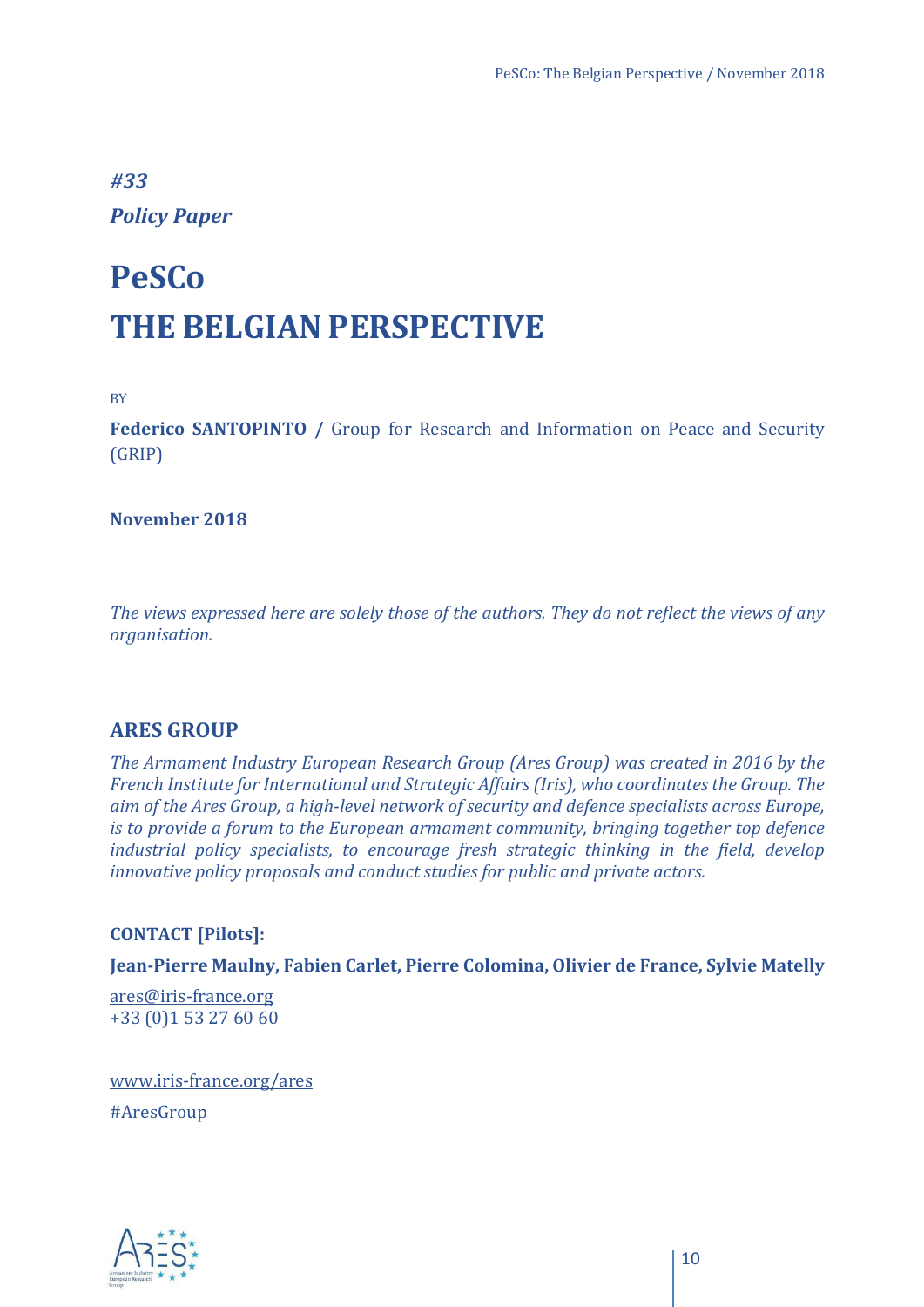*#33*

*Policy Paper*

# PeSCo THE BELGIAN PERSPECTIVE

BY

**Federico SANTOPINTO /** Group for Research and Information on Peace and Security (GRIP)

**November 2018**

*The views expressed here are solely those of the authors. They do not reflect the views of any organisation.*

## ARES GROUP

*The Armament Industry European Research Group (Ares Group) was created in 2016 by the French Institute for International and Strategic Affairs (Iris), who coordinates the Group. The aim of the Ares Group, a high-level network of security and defence specialists across Europe, is to provide a forum to the European armament community, bringing together top defence industrial policy specialists, to encourage fresh strategic thinking in the field, develop innovative policy proposals and conduct studies for public and private actors.*

**CONTACT [Pilots]:**

**Jean-Pierre Maulny, Fabien Carlet, Pierre Colomina, Olivier de France, Sylvie Matelly**

ares@iris-france.org
+33 (0)1 53 27 60 60

www.iris-france.org/ares

#AresGroup